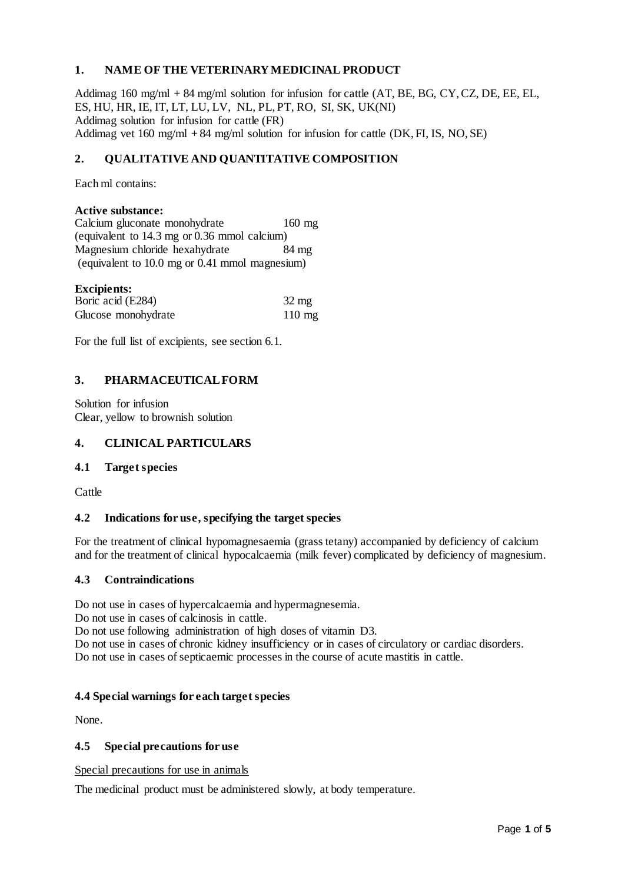## 1. NAME OF THE VETERINARY MEDICINAL PRODUCT

Addimag 160 mg/ml + 84 mg/ml solution for infusion for cattle (AT, BE, BG, CY, CZ, DE, EE, EL, ES, HU, HR, IE, IT, LT, LU, LV, NL, PL, PT, RO, SI, SK, UK(NI)
Addimag solution for infusion for cattle (FR)
Addimag vet 160 mg/ml + 84 mg/ml solution for infusion for cattle (DK, FI, IS, NO, SE)

## 2. QUALITATIVE AND QUANTITATIVE COMPOSITION

Each ml contains:

**Active substance:**

| | |
|---|---|
| Calcium gluconate monohydrate | 160 mg |
| (equivalent to 14.3 mg or 0.36 mmol calcium) | |
| Magnesium chloride hexahydrate | 84 mg |
| (equivalent to 10.0 mg or 0.41 mmol magnesium) | |

**Excipients:**

| | |
|---|---|
| Boric acid (E284) | 32 mg |
| Glucose monohydrate | 110 mg |

For the full list of excipients, see section 6.1.

## 3. PHARMACEUTICAL FORM

Solution for infusion
Clear, yellow to brownish solution

## 4. CLINICAL PARTICULARS

### 4.1 Target species

Cattle

### 4.2 Indications for use, specifying the target species

For the treatment of clinical hypomagnesaemia (grass tetany) accompanied by deficiency of calcium and for the treatment of clinical hypocalcaemia (milk fever) complicated by deficiency of magnesium.

### 4.3 Contraindications

Do not use in cases of hypercalcaemia and hypermagnesemia.
Do not use in cases of calcinosis in cattle.
Do not use following administration of high doses of vitamin D3.
Do not use in cases of chronic kidney insufficiency or in cases of circulatory or cardiac disorders.
Do not use in cases of septicaemic processes in the course of acute mastitis in cattle.

### 4.4 Special warnings for each target species

None.

### 4.5 Special precautions for use

Special precautions for use in animals

The medicinal product must be administered slowly, at body temperature.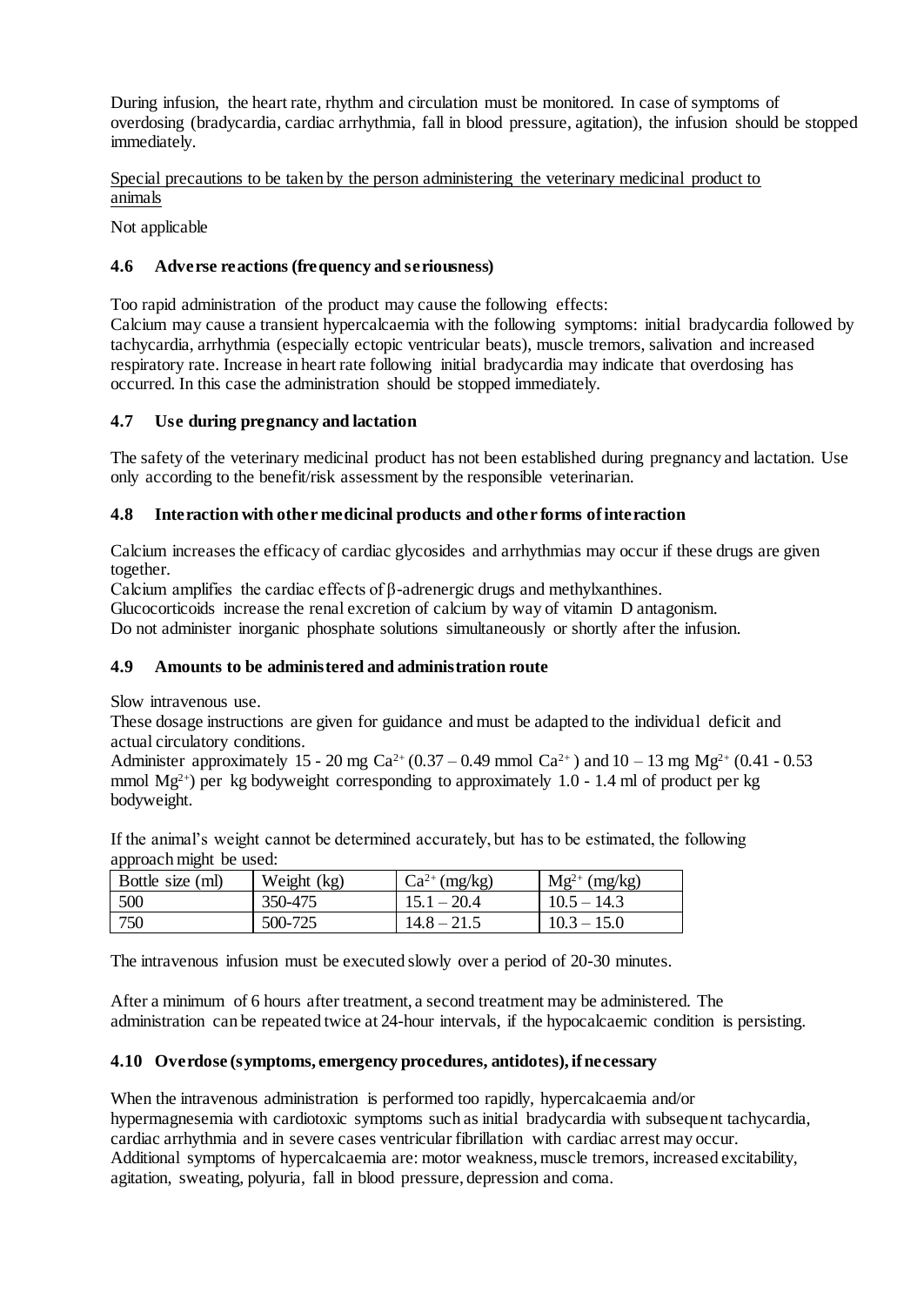During infusion, the heart rate, rhythm and circulation must be monitored. In case of symptoms of overdosing (bradycardia, cardiac arrhythmia, fall in blood pressure, agitation), the infusion should be stopped immediately.

Special precautions to be taken by the person administering the veterinary medicinal product to animals

Not applicable

### 4.6 Adverse reactions (frequency and seriousness)

Too rapid administration of the product may cause the following effects:
Calcium may cause a transient hypercalcaemia with the following symptoms: initial bradycardia followed by tachycardia, arrhythmia (especially ectopic ventricular beats), muscle tremors, salivation and increased respiratory rate. Increase in heart rate following initial bradycardia may indicate that overdosing has occurred. In this case the administration should be stopped immediately.

### 4.7 Use during pregnancy and lactation

The safety of the veterinary medicinal product has not been established during pregnancy and lactation. Use only according to the benefit/risk assessment by the responsible veterinarian.

### 4.8 Interaction with other medicinal products and other forms of interaction

Calcium increases the efficacy of cardiac glycosides and arrhythmias may occur if these drugs are given together.
Calcium amplifies the cardiac effects of β-adrenergic drugs and methylxanthines.
Glucocorticoids increase the renal excretion of calcium by way of vitamin D antagonism.
Do not administer inorganic phosphate solutions simultaneously or shortly after the infusion.

### 4.9 Amounts to be administered and administration route

Slow intravenous use.
These dosage instructions are given for guidance and must be adapted to the individual deficit and actual circulatory conditions.
Administer approximately 15 - 20 mg $Ca^{2+}$ (0.37 – 0.49 mmol $Ca^{2+}$) and 10 – 13 mg $Mg^{2+}$ (0.41 - 0.53 mmol $Mg^{2+}$) per kg bodyweight corresponding to approximately 1.0 - 1.4 ml of product per kg bodyweight.

If the animal's weight cannot be determined accurately, but has to be estimated, the following approach might be used:

| Bottle size (ml) | Weight (kg) | $Ca^{2+}$ (mg/kg) | $Mg^{2+}$ (mg/kg) |
|---|---|---|---|
| 500 | 350-475 | 15.1 – 20.4 | 10.5 – 14.3 |
| 750 | 500-725 | 14.8 – 21.5 | 10.3 – 15.0 |

The intravenous infusion must be executed slowly over a period of 20-30 minutes.

After a minimum of 6 hours after treatment, a second treatment may be administered. The administration can be repeated twice at 24-hour intervals, if the hypocalcaemic condition is persisting.

### 4.10 Overdose (symptoms, emergency procedures, antidotes), if necessary

When the intravenous administration is performed too rapidly, hypercalcaemia and/or hypermagnesemia with cardiotoxic symptoms such as initial bradycardia with subsequent tachycardia, cardiac arrhythmia and in severe cases ventricular fibrillation with cardiac arrest may occur.
Additional symptoms of hypercalcaemia are: motor weakness, muscle tremors, increased excitability, agitation, sweating, polyuria, fall in blood pressure, depression and coma.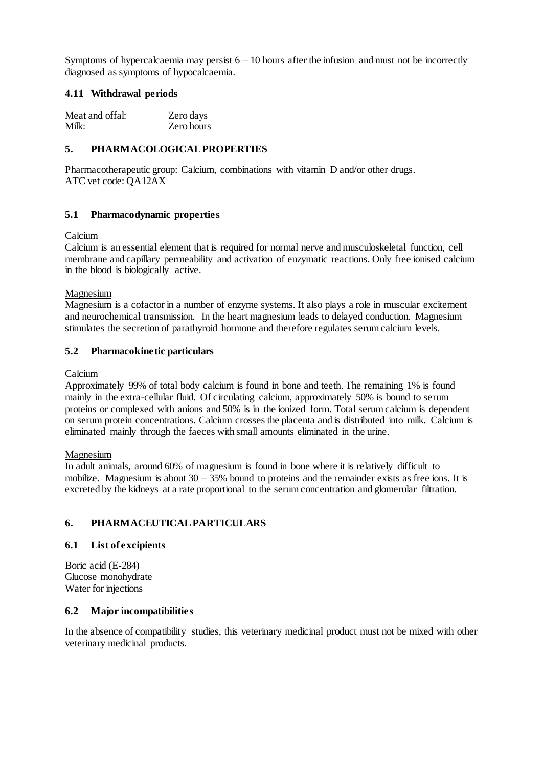Symptoms of hypercalcaemia may persist 6 – 10 hours after the infusion and must not be incorrectly diagnosed as symptoms of hypocalcaemia.

### 4.11 Withdrawal periods

| | |
|---|---|
| Meat and offal: | Zero days |
| Milk: | Zero hours |

## 5. PHARMACOLOGICAL PROPERTIES

Pharmacotherapeutic group: Calcium, combinations with vitamin D and/or other drugs.
ATC vet code: QA12AX

### 5.1 Pharmacodynamic properties

Calcium

Calcium is an essential element that is required for normal nerve and musculoskeletal function, cell membrane and capillary permeability and activation of enzymatic reactions. Only free ionised calcium in the blood is biologically active.

Magnesium

Magnesium is a cofactor in a number of enzyme systems. It also plays a role in muscular excitement and neurochemical transmission. In the heart magnesium leads to delayed conduction. Magnesium stimulates the secretion of parathyroid hormone and therefore regulates serum calcium levels.

### 5.2 Pharmacokinetic particulars

Calcium

Approximately 99% of total body calcium is found in bone and teeth. The remaining 1% is found mainly in the extra-cellular fluid. Of circulating calcium, approximately 50% is bound to serum proteins or complexed with anions and 50% is in the ionized form. Total serum calcium is dependent on serum protein concentrations. Calcium crosses the placenta and is distributed into milk. Calcium is eliminated mainly through the faeces with small amounts eliminated in the urine.

Magnesium

In adult animals, around 60% of magnesium is found in bone where it is relatively difficult to mobilize. Magnesium is about 30 – 35% bound to proteins and the remainder exists as free ions. It is excreted by the kidneys at a rate proportional to the serum concentration and glomerular filtration.

## 6. PHARMACEUTICAL PARTICULARS

### 6.1 List of excipients

Boric acid (E-284)
Glucose monohydrate
Water for injections

### 6.2 Major incompatibilities

In the absence of compatibility studies, this veterinary medicinal product must not be mixed with other veterinary medicinal products.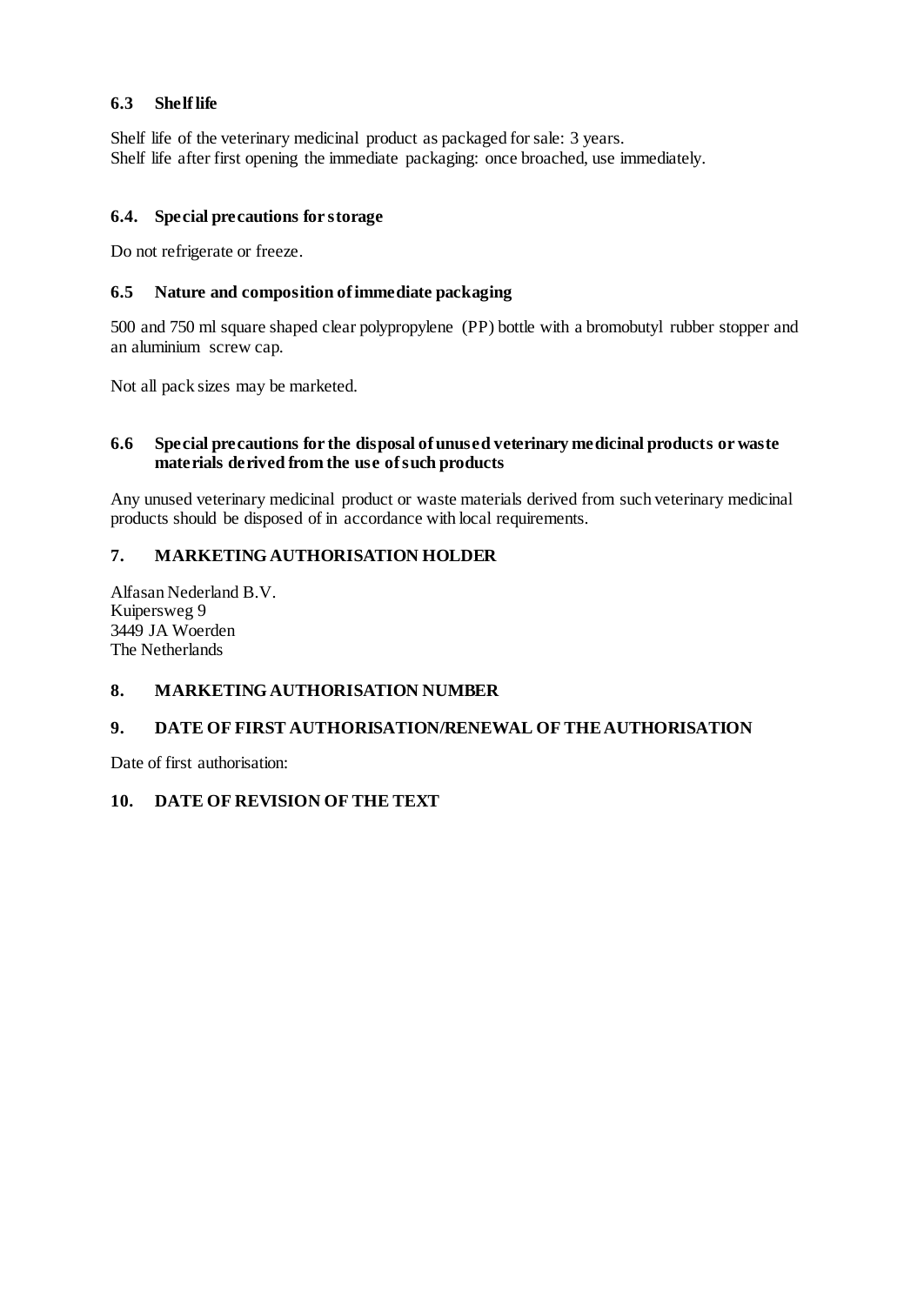### 6.3 Shelf life

Shelf life of the veterinary medicinal product as packaged for sale: 3 years.
Shelf life after first opening the immediate packaging: once broached, use immediately.

### 6.4. Special precautions for storage

Do not refrigerate or freeze.

### 6.5 Nature and composition of immediate packaging

500 and 750 ml square shaped clear polypropylene (PP) bottle with a bromobutyl rubber stopper and an aluminium screw cap.

Not all pack sizes may be marketed.

### 6.6 Special precautions for the disposal of unused veterinary medicinal products or waste materials derived from the use of such products

Any unused veterinary medicinal product or waste materials derived from such veterinary medicinal products should be disposed of in accordance with local requirements.

## 7. MARKETING AUTHORISATION HOLDER

Alfasan Nederland B.V.
Kuipersweg 9
3449 JA Woerden
The Netherlands

## 8. MARKETING AUTHORISATION NUMBER

## 9. DATE OF FIRST AUTHORISATION/RENEWAL OF THE AUTHORISATION

Date of first authorisation:

## 10. DATE OF REVISION OF THE TEXT